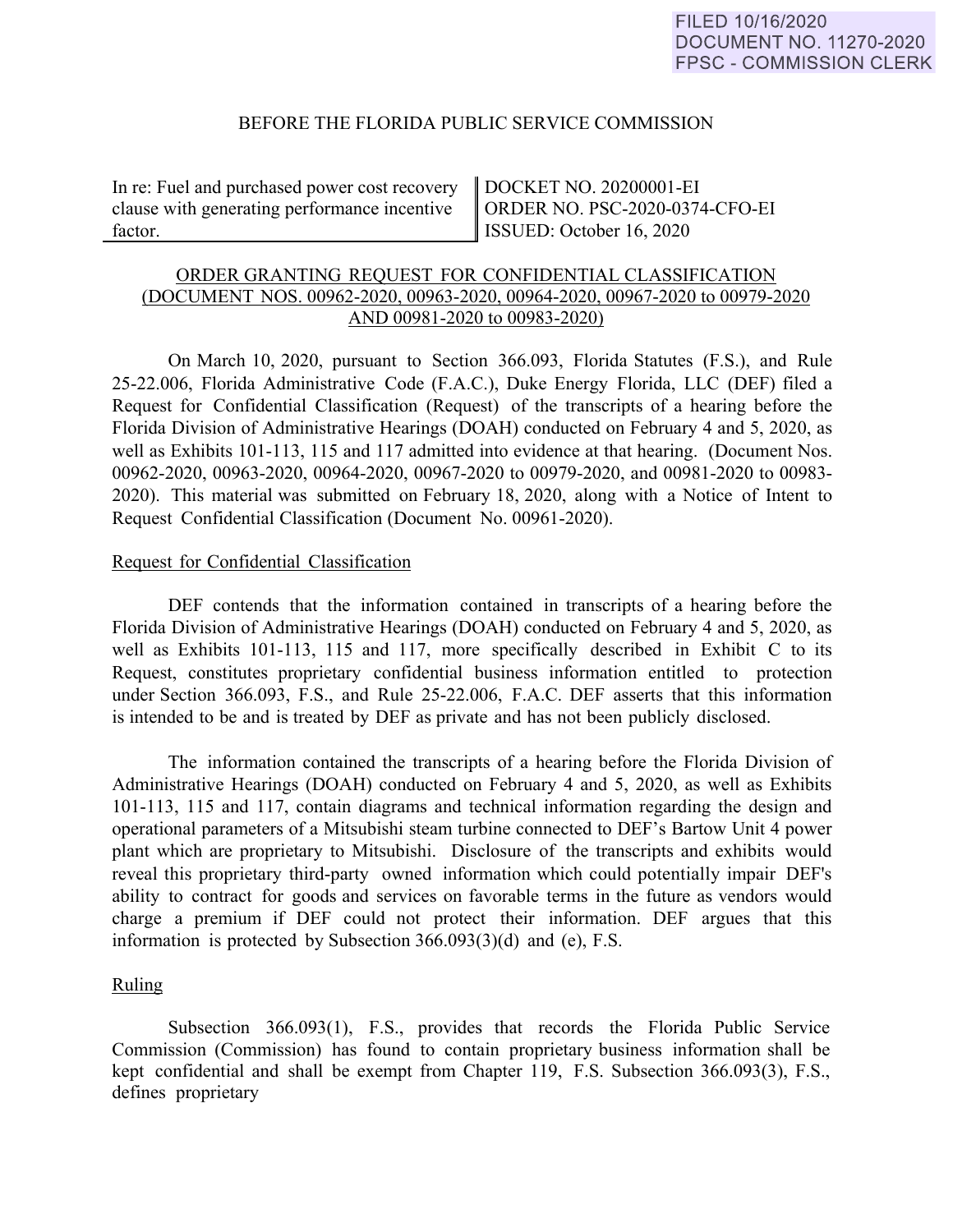FILED 10/16/2020
DOCUMENT NO. 11270-2020
FPSC - COMMISSION CLERK

BEFORE THE FLORIDA PUBLIC SERVICE COMMISSION

| In re: Fuel and purchased power cost recovery clause with generating performance incentive factor. | DOCKET NO. 20200001-EI<br>ORDER NO. PSC-2020-0374-CFO-EI<br>ISSUED: October 16, 2020 |
|---|---|

ORDER GRANTING REQUEST FOR CONFIDENTIAL CLASSIFICATION
(DOCUMENT NOS. 00962-2020, 00963-2020, 00964-2020, 00967-2020 to 00979-2020
AND 00981-2020 to 00983-2020)

On March 10, 2020, pursuant to Section 366.093, Florida Statutes (F.S.), and Rule 25-22.006, Florida Administrative Code (F.A.C.), Duke Energy Florida, LLC (DEF) filed a Request for Confidential Classification (Request) of the transcripts of a hearing before the Florida Division of Administrative Hearings (DOAH) conducted on February 4 and 5, 2020, as well as Exhibits 101-113, 115 and 117 admitted into evidence at that hearing. (Document Nos. 00962-2020, 00963-2020, 00964-2020, 00967-2020 to 00979-2020, and 00981-2020 to 00983-2020). This material was submitted on February 18, 2020, along with a Notice of Intent to Request Confidential Classification (Document No. 00961-2020).

Request for Confidential Classification

DEF contends that the information contained in transcripts of a hearing before the Florida Division of Administrative Hearings (DOAH) conducted on February 4 and 5, 2020, as well as Exhibits 101-113, 115 and 117, more specifically described in Exhibit C to its Request, constitutes proprietary confidential business information entitled to protection under Section 366.093, F.S., and Rule 25-22.006, F.A.C. DEF asserts that this information is intended to be and is treated by DEF as private and has not been publicly disclosed.

The information contained the transcripts of a hearing before the Florida Division of Administrative Hearings (DOAH) conducted on February 4 and 5, 2020, as well as Exhibits 101-113, 115 and 117, contain diagrams and technical information regarding the design and operational parameters of a Mitsubishi steam turbine connected to DEF's Bartow Unit 4 power plant which are proprietary to Mitsubishi. Disclosure of the transcripts and exhibits would reveal this proprietary third-party owned information which could potentially impair DEF's ability to contract for goods and services on favorable terms in the future as vendors would charge a premium if DEF could not protect their information. DEF argues that this information is protected by Subsection 366.093(3)(d) and (e), F.S.

Ruling

Subsection 366.093(1), F.S., provides that records the Florida Public Service Commission (Commission) has found to contain proprietary business information shall be kept confidential and shall be exempt from Chapter 119, F.S. Subsection 366.093(3), F.S., defines proprietary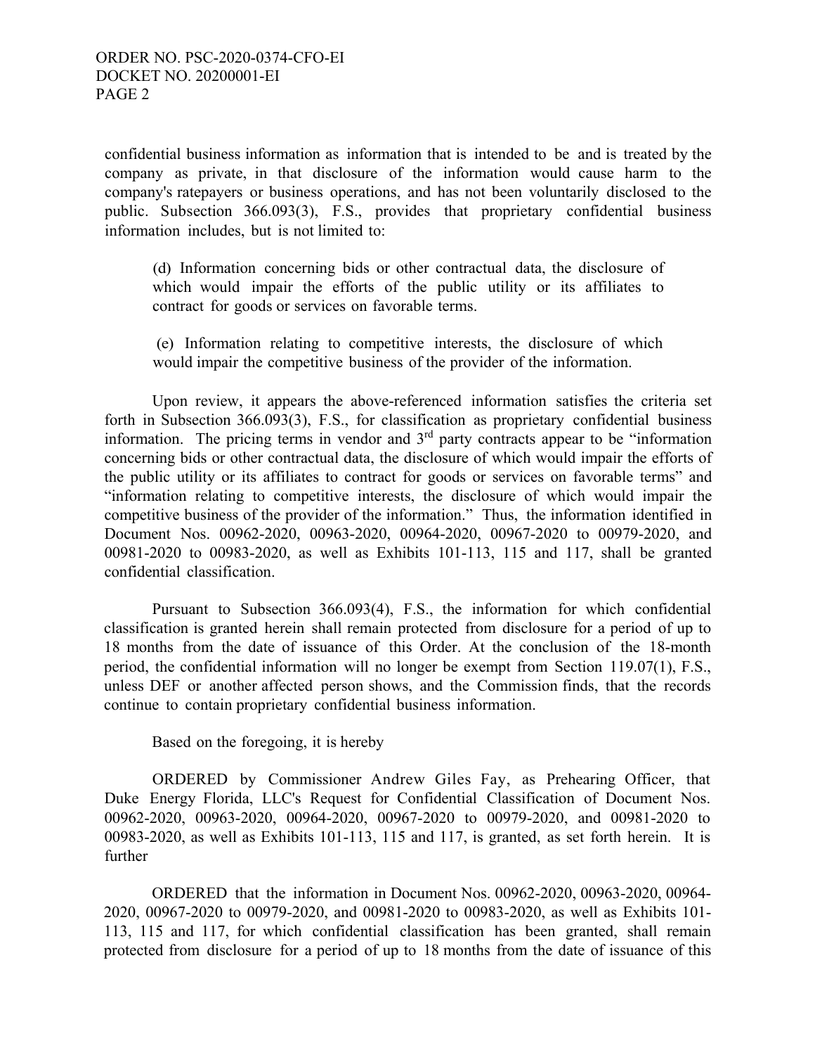confidential business information as information that is intended to be and is treated by the company as private, in that disclosure of the information would cause harm to the company's ratepayers or business operations, and has not been voluntarily disclosed to the public. Subsection 366.093(3), F.S., provides that proprietary confidential business information includes, but is not limited to:

> (d) Information concerning bids or other contractual data, the disclosure of which would impair the efforts of the public utility or its affiliates to contract for goods or services on favorable terms.
>
> (e) Information relating to competitive interests, the disclosure of which would impair the competitive business of the provider of the information.

Upon review, it appears the above-referenced information satisfies the criteria set forth in Subsection 366.093(3), F.S., for classification as proprietary confidential business information. The pricing terms in vendor and 3rd party contracts appear to be "information concerning bids or other contractual data, the disclosure of which would impair the efforts of the public utility or its affiliates to contract for goods or services on favorable terms" and "information relating to competitive interests, the disclosure of which would impair the competitive business of the provider of the information." Thus, the information identified in Document Nos. 00962-2020, 00963-2020, 00964-2020, 00967-2020 to 00979-2020, and 00981-2020 to 00983-2020, as well as Exhibits 101-113, 115 and 117, shall be granted confidential classification.

Pursuant to Subsection 366.093(4), F.S., the information for which confidential classification is granted herein shall remain protected from disclosure for a period of up to 18 months from the date of issuance of this Order. At the conclusion of the 18-month period, the confidential information will no longer be exempt from Section 119.07(1), F.S., unless DEF or another affected person shows, and the Commission finds, that the records continue to contain proprietary confidential business information.

Based on the foregoing, it is hereby

ORDERED by Commissioner Andrew Giles Fay, as Prehearing Officer, that Duke Energy Florida, LLC's Request for Confidential Classification of Document Nos. 00962-2020, 00963-2020, 00964-2020, 00967-2020 to 00979-2020, and 00981-2020 to 00983-2020, as well as Exhibits 101-113, 115 and 117, is granted, as set forth herein. It is further

ORDERED that the information in Document Nos. 00962-2020, 00963-2020, 00964-2020, 00967-2020 to 00979-2020, and 00981-2020 to 00983-2020, as well as Exhibits 101-113, 115 and 117, for which confidential classification has been granted, shall remain protected from disclosure for a period of up to 18 months from the date of issuance of this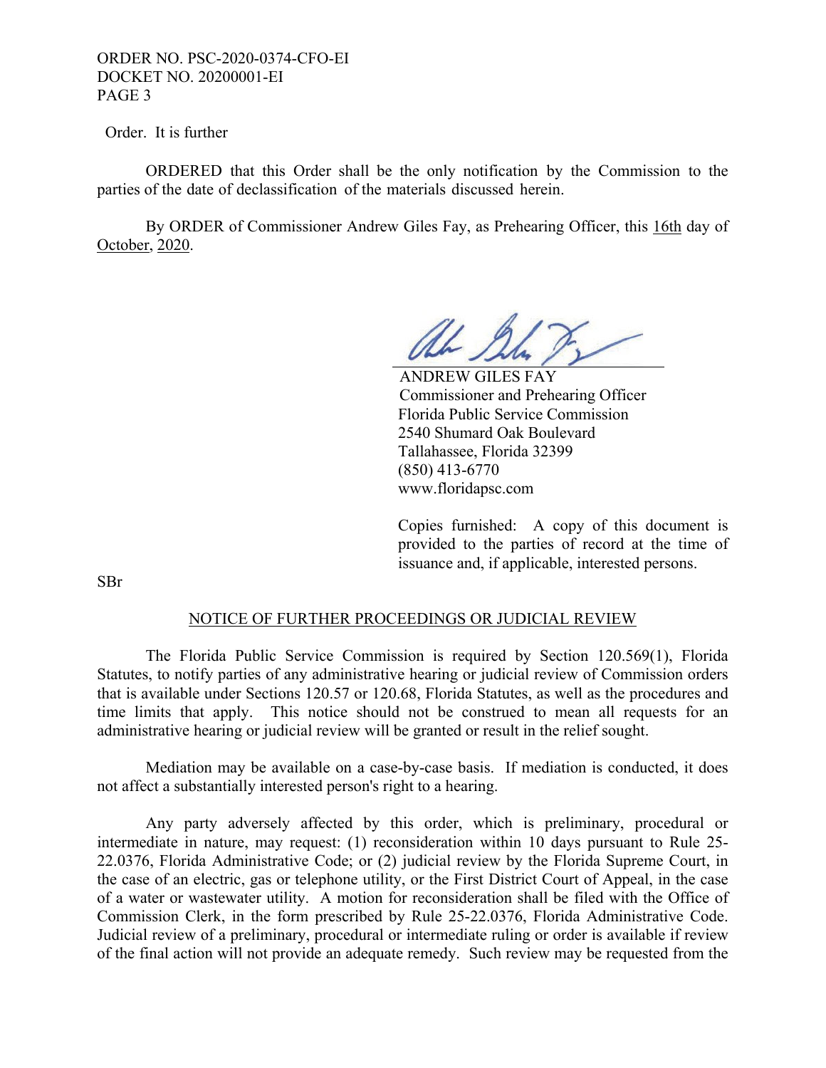Order. It is further

ORDERED that this Order shall be the only notification by the Commission to the parties of the date of declassification of the materials discussed herein.

By ORDER of Commissioner Andrew Giles Fay, as Prehearing Officer, this 16th day of October, 2020.

ANDREW GILES FAY
Commissioner and Prehearing Officer
Florida Public Service Commission
2540 Shumard Oak Boulevard
Tallahassee, Florida 32399
(850) 413-6770
www.floridapsc.com

Copies furnished: A copy of this document is provided to the parties of record at the time of issuance and, if applicable, interested persons.

SBr

## NOTICE OF FURTHER PROCEEDINGS OR JUDICIAL REVIEW

The Florida Public Service Commission is required by Section 120.569(1), Florida Statutes, to notify parties of any administrative hearing or judicial review of Commission orders that is available under Sections 120.57 or 120.68, Florida Statutes, as well as the procedures and time limits that apply. This notice should not be construed to mean all requests for an administrative hearing or judicial review will be granted or result in the relief sought.

Mediation may be available on a case-by-case basis. If mediation is conducted, it does not affect a substantially interested person's right to a hearing.

Any party adversely affected by this order, which is preliminary, procedural or intermediate in nature, may request: (1) reconsideration within 10 days pursuant to Rule 25-22.0376, Florida Administrative Code; or (2) judicial review by the Florida Supreme Court, in the case of an electric, gas or telephone utility, or the First District Court of Appeal, in the case of a water or wastewater utility. A motion for reconsideration shall be filed with the Office of Commission Clerk, in the form prescribed by Rule 25-22.0376, Florida Administrative Code. Judicial review of a preliminary, procedural or intermediate ruling or order is available if review of the final action will not provide an adequate remedy. Such review may be requested from the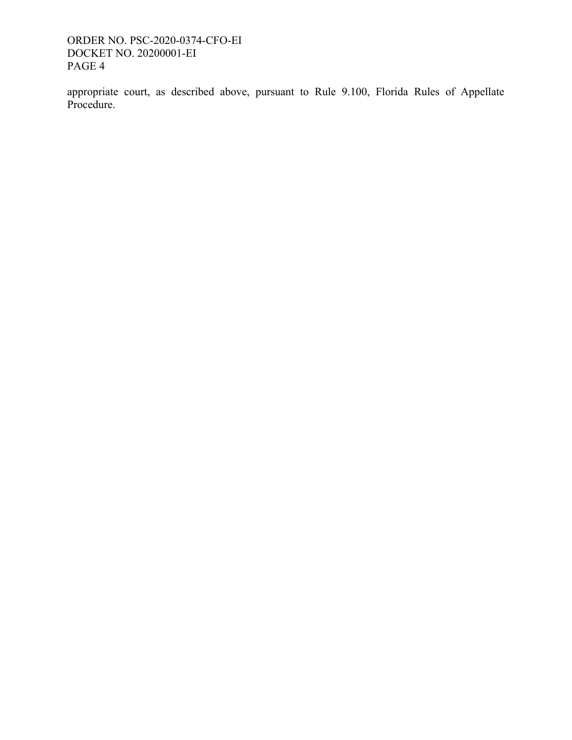appropriate court, as described above, pursuant to Rule 9.100, Florida Rules of Appellate Procedure.